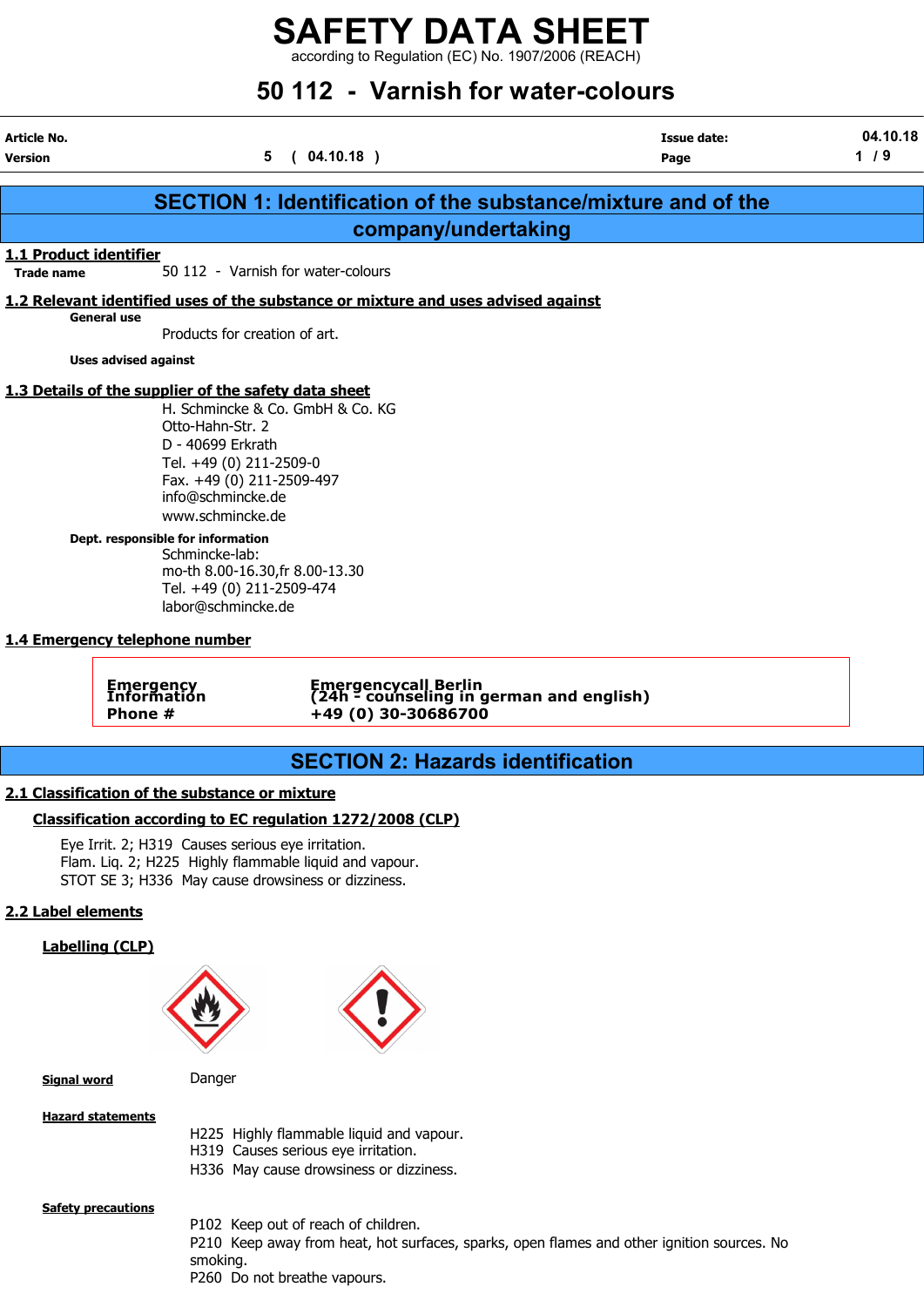# SAFETY DATA SHEET

according to Regulation (EC) No. 1907/2006 (REACH)

# 50 112 - Varnish for water-colours

| | | | |
|---|---|---|---|
| **Article No.** | | **Issue date:** | 04.10.18 |
| **Version** | 5 ( 04.10.18 ) | | |

## SECTION 1: Identification of the substance/mixture and of the company/undertaking

### 1.1 Product identifier

**Trade name** 50 112 - Varnish for water-colours

### 1.2 Relevant identified uses of the substance or mixture and uses advised against

**General use**

Products for creation of art.

**Uses advised against**

### 1.3 Details of the supplier of the safety data sheet

H. Schmincke & Co. GmbH & Co. KG
Otto-Hahn-Str. 2
D - 40699 Erkrath
Tel. +49 (0) 211-2509-0
Fax. +49 (0) 211-2509-497
info@schmincke.de
www.schmincke.de

**Dept. responsible for information**

Schmincke-lab:
mo-th 8.00-16.30,fr 8.00-13.30
Tel. +49 (0) 211-2509-474
labor@schmincke.de

### 1.4 Emergency telephone number

| | |
|---|---|
| **Emergency Information Phone #** | **Emergencycall Berlin (24h - counseling in german and english) +49 (0) 30-30686700** |

## SECTION 2: Hazards identification

### 2.1 Classification of the substance or mixture

**Classification according to EC regulation 1272/2008 (CLP)**

Eye Irrit. 2; H319 Causes serious eye irritation.
Flam. Liq. 2; H225 Highly flammable liquid and vapour.
STOT SE 3; H336 May cause drowsiness or dizziness.

### 2.2 Label elements

**Labelling (CLP)**

**Signal word** Danger

**Hazard statements**

H225 Highly flammable liquid and vapour.
H319 Causes serious eye irritation.
H336 May cause drowsiness or dizziness.

**Safety precautions**

P102 Keep out of reach of children.
P210 Keep away from heat, hot surfaces, sparks, open flames and other ignition sources. No smoking.
P260 Do not breathe vapours.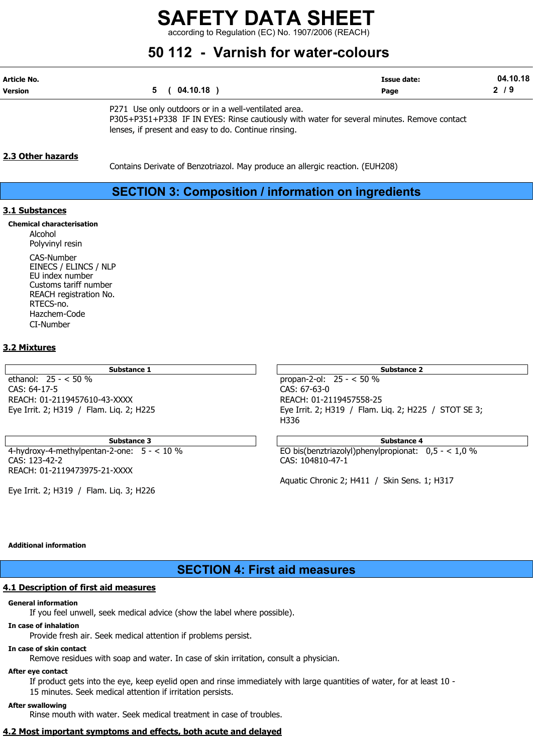P271 Use only outdoors or in a well-ventilated area.
P305+P351+P338 IF IN EYES: Rinse cautiously with water for several minutes. Remove contact lenses, if present and easy to do. Continue rinsing.

### 2.3 Other hazards

Contains Derivate of Benzotriazol. May produce an allergic reaction. (EUH208)

## SECTION 3: Composition / information on ingredients

### 3.1 Substances

**Chemical characterisation**

Alcohol
Polyvinyl resin

CAS-Number
EINECS / ELINCS / NLP
EU index number
Customs tariff number
REACH registration No.
RTECS-no.
Hazchem-Code
CI-Number

### 3.2 Mixtures

| Substance 1 |
|---|
| ethanol: 25 - < 50 % |
| CAS: 64-17-5 |
| REACH: 01-2119457610-43-XXXX |
| Eye Irrit. 2; H319 / Flam. Liq. 2; H225 |

| Substance 2 |
|---|
| propan-2-ol: 25 - < 50 % |
| CAS: 67-63-0 |
| REACH: 01-2119457558-25 |
| Eye Irrit. 2; H319 / Flam. Liq. 2; H225 / STOT SE 3; H336 |

| Substance 3 |
|---|
| 4-hydroxy-4-methylpentan-2-one: 5 - < 10 % |
| CAS: 123-42-2 |
| REACH: 01-2119473975-21-XXXX |
| Eye Irrit. 2; H319 / Flam. Liq. 3; H226 |

| Substance 4 |
|---|
| EO bis(benztriazolyl)phenylpropionat: 0,5 - < 1,0 % |
| CAS: 104810-47-1 |
| Aquatic Chronic 2; H411 / Skin Sens. 1; H317 |

**Additional information**

## SECTION 4: First aid measures

### 4.1 Description of first aid measures

**General information**

If you feel unwell, seek medical advice (show the label where possible).

**In case of inhalation**

Provide fresh air. Seek medical attention if problems persist.

**In case of skin contact**

Remove residues with soap and water. In case of skin irritation, consult a physician.

**After eye contact**

If product gets into the eye, keep eyelid open and rinse immediately with large quantities of water, for at least 10 - 15 minutes. Seek medical attention if irritation persists.

**After swallowing**

Rinse mouth with water. Seek medical treatment in case of troubles.

### 4.2 Most important symptoms and effects, both acute and delayed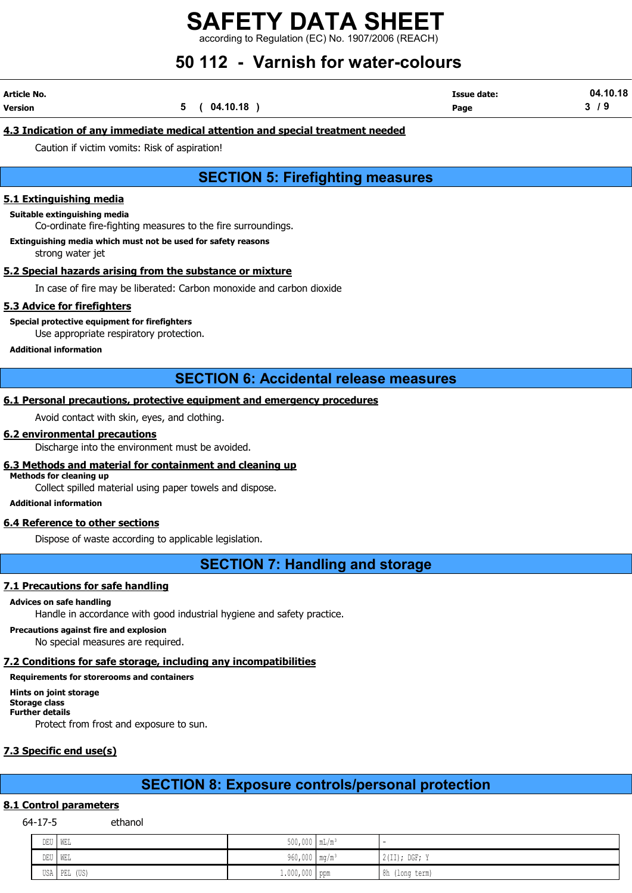#### 4.3 Indication of any immediate medical attention and special treatment needed

Caution if victim vomits: Risk of aspiration!

## SECTION 5: Firefighting measures

#### 5.1 Extinguishing media

**Suitable extinguishing media**

Co-ordinate fire-fighting measures to the fire surroundings.

**Extinguishing media which must not be used for safety reasons**

strong water jet

#### 5.2 Special hazards arising from the substance or mixture

In case of fire may be liberated: Carbon monoxide and carbon dioxide

#### 5.3 Advice for firefighters

**Special protective equipment for firefighters**

Use appropriate respiratory protection.

**Additional information**

## SECTION 6: Accidental release measures

#### 6.1 Personal precautions, protective equipment and emergency procedures

Avoid contact with skin, eyes, and clothing.

#### 6.2 environmental precautions

Discharge into the environment must be avoided.

#### 6.3 Methods and material for containment and cleaning up

**Methods for cleaning up**

Collect spilled material using paper towels and dispose.

**Additional information**

#### 6.4 Reference to other sections

Dispose of waste according to applicable legislation.

## SECTION 7: Handling and storage

#### 7.1 Precautions for safe handling

**Advices on safe handling**

Handle in accordance with good industrial hygiene and safety practice.

**Precautions against fire and explosion**

No special measures are required.

#### 7.2 Conditions for safe storage, including any incompatibilities

**Requirements for storerooms and containers**

**Hints on joint storage**

**Storage class**

**Further details**

Protect from frost and exposure to sun.

#### 7.3 Specific end use(s)

## SECTION 8: Exposure controls/personal protection

#### 8.1 Control parameters

64-17-5 ethanol

| | | | | |
|---|---|---|---|---|
| DEU | WEL | 500,000 | mL/m³ | - |
| DEU | WEL | 960,000 | mg/m³ | 2(II); DGF; Y |
| USA | PEL (US) | 1.000,000 | ppm | 8h (long term) |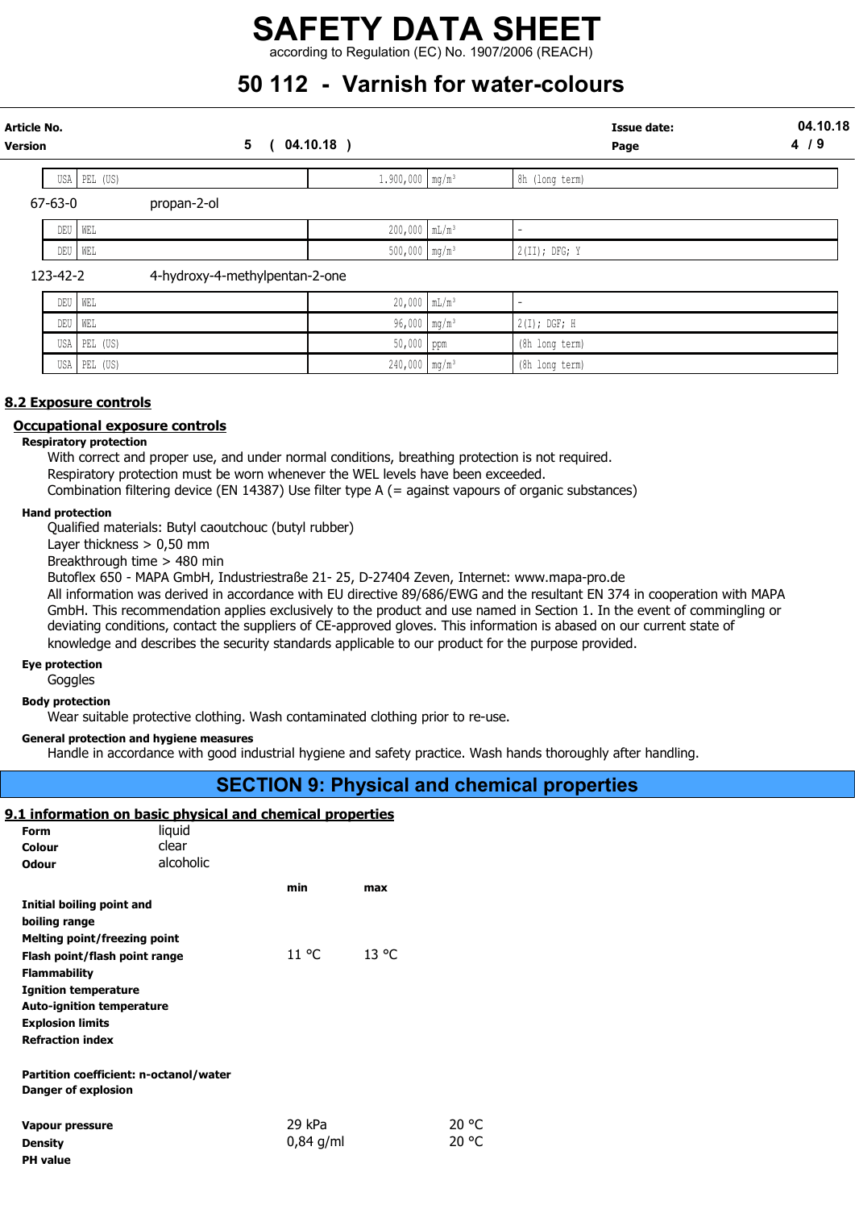| | | | | |
|---|---|---|---|---|
| USA | PEL (US) | 1.900,000 | mg/m³ | 8h (long term) |

67-63-0 propan-2-ol

| | | | | |
|---|---|---|---|---|
| DEU | WEL | 200,000 | mL/m³ | - |
| DEU | WEL | 500,000 | mg/m³ | 2(II); DFG; Y |

123-42-2 4-hydroxy-4-methylpentan-2-one

| | | | | |
|---|---|---|---|---|
| DEU | WEL | 20,000 | mL/m³ | - |
| DEU | WEL | 96,000 | mg/m³ | 2(I); DGF; H |
| USA | PEL (US) | 50,000 | ppm | (8h long term) |
| USA | PEL (US) | 240,000 | mg/m³ | (8h long term) |

## 8.2 Exposure controls

### Occupational exposure controls

**Respiratory protection**

With correct and proper use, and under normal conditions, breathing protection is not required.
Respiratory protection must be worn whenever the WEL levels have been exceeded.
Combination filtering device (EN 14387) Use filter type A (= against vapours of organic substances)

**Hand protection**

Qualified materials: Butyl caoutchouc (butyl rubber)
Layer thickness > 0,50 mm
Breakthrough time > 480 min
Butoflex 650 - MAPA GmbH, Industriestraße 21- 25, D-27404 Zeven, Internet: www.mapa-pro.de
All information was derived in accordance with EU directive 89/686/EWG and the resultant EN 374 in cooperation with MAPA GmbH. This recommendation applies exclusively to the product and use named in Section 1. In the event of commingling or deviating conditions, contact the suppliers of CE-approved gloves. This information is abased on our current state of knowledge and describes the security standards applicable to our product for the purpose provided.

**Eye protection**

Goggles

**Body protection**

Wear suitable protective clothing. Wash contaminated clothing prior to re-use.

**General protection and hygiene measures**

Handle in accordance with good industrial hygiene and safety practice. Wash hands thoroughly after handling.

# SECTION 9: Physical and chemical properties

## 9.1 information on basic physical and chemical properties

| | | | |
|---|---|---|---|
| **Form** | liquid | | |
| **Colour** | clear | | |
| **Odour** | alcoholic | | |
| | **min** | **max** | |
| **Initial boiling point and boiling range** | | | |
| **Melting point/freezing point** | | | |
| **Flash point/flash point range** | 11 °C | 13 °C | |
| **Flammability** | | | |
| **Ignition temperature** | | | |
| **Auto-ignition temperature** | | | |
| **Explosion limits** | | | |
| **Refraction index** | | | |
| **Partition coefficient: n-octanol/water** | | | |
| **Danger of explosion** | | | |
| **Vapour pressure** | 29 kPa | | 20 °C |
| **Density** | 0,84 g/ml | | 20 °C |
| **PH value** | | | |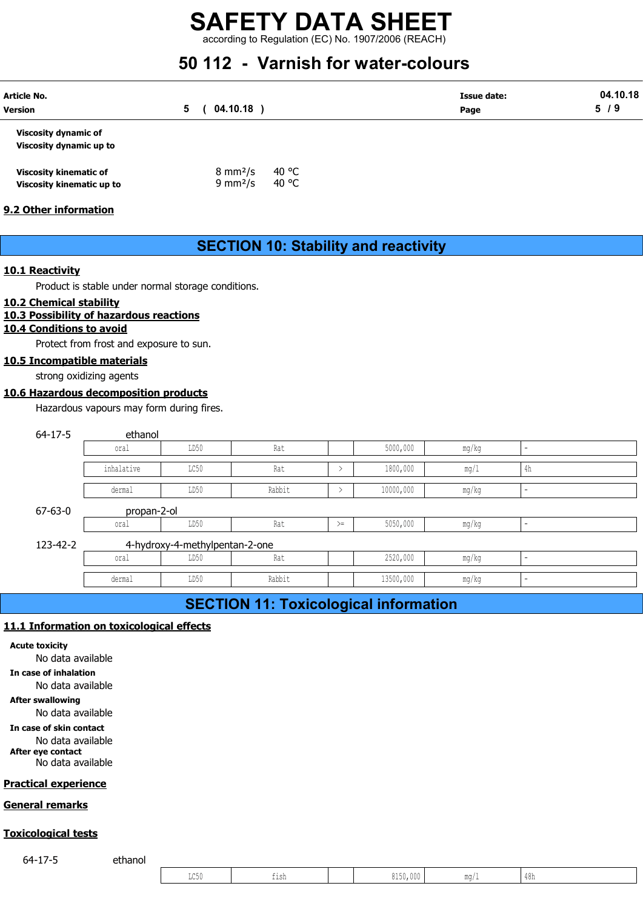Viscosity dynamic of

Viscosity dynamic up to

| | | |
|---|---|---|
| **Viscosity kinematic of** | 8 mm²/s | 40 °C |
| **Viscosity kinematic up to** | 9 mm²/s | 40 °C |

## 9.2 Other information

# SECTION 10: Stability and reactivity

## 10.1 Reactivity

Product is stable under normal storage conditions.

## 10.2 Chemical stability

## 10.3 Possibility of hazardous reactions

## 10.4 Conditions to avoid

Protect from frost and exposure to sun.

## 10.5 Incompatible materials

strong oxidizing agents

## 10.6 Hazardous decomposition products

Hazardous vapours may form during fires.

64-17-5 ethanol

| | | | | | | |
|---|---|---|---|---|---|---|
| oral | LD50 | Rat | | 5000,000 | mg/kg | - |
| inhalative | LC50 | Rat | > | 1800,000 | mg/l | 4h |
| dermal | LD50 | Rabbit | > | 10000,000 | mg/kg | - |

67-63-0 propan-2-ol

| | | | | | | |
|---|---|---|---|---|---|---|
| oral | LD50 | Rat | >= | 5050,000 | mg/kg | - |

123-42-2 4-hydroxy-4-methylpentan-2-one

| | | | | | | |
|---|---|---|---|---|---|---|
| oral | LD50 | Rat | | 2520,000 | mg/kg | - |
| dermal | LD50 | Rabbit | | 13500,000 | mg/kg | - |

# SECTION 11: Toxicological information

## 11.1 Information on toxicological effects

**Acute toxicity**

No data available

**In case of inhalation**

No data available

**After swallowing**

No data available

**In case of skin contact**

No data available

**After eye contact**

No data available

## Practical experience

## General remarks

## Toxicological tests

64-17-5 ethanol

| | | | | | |
|---|---|---|---|---|---|
| LC50 | fish | | 8150,000 | mg/l | 48h |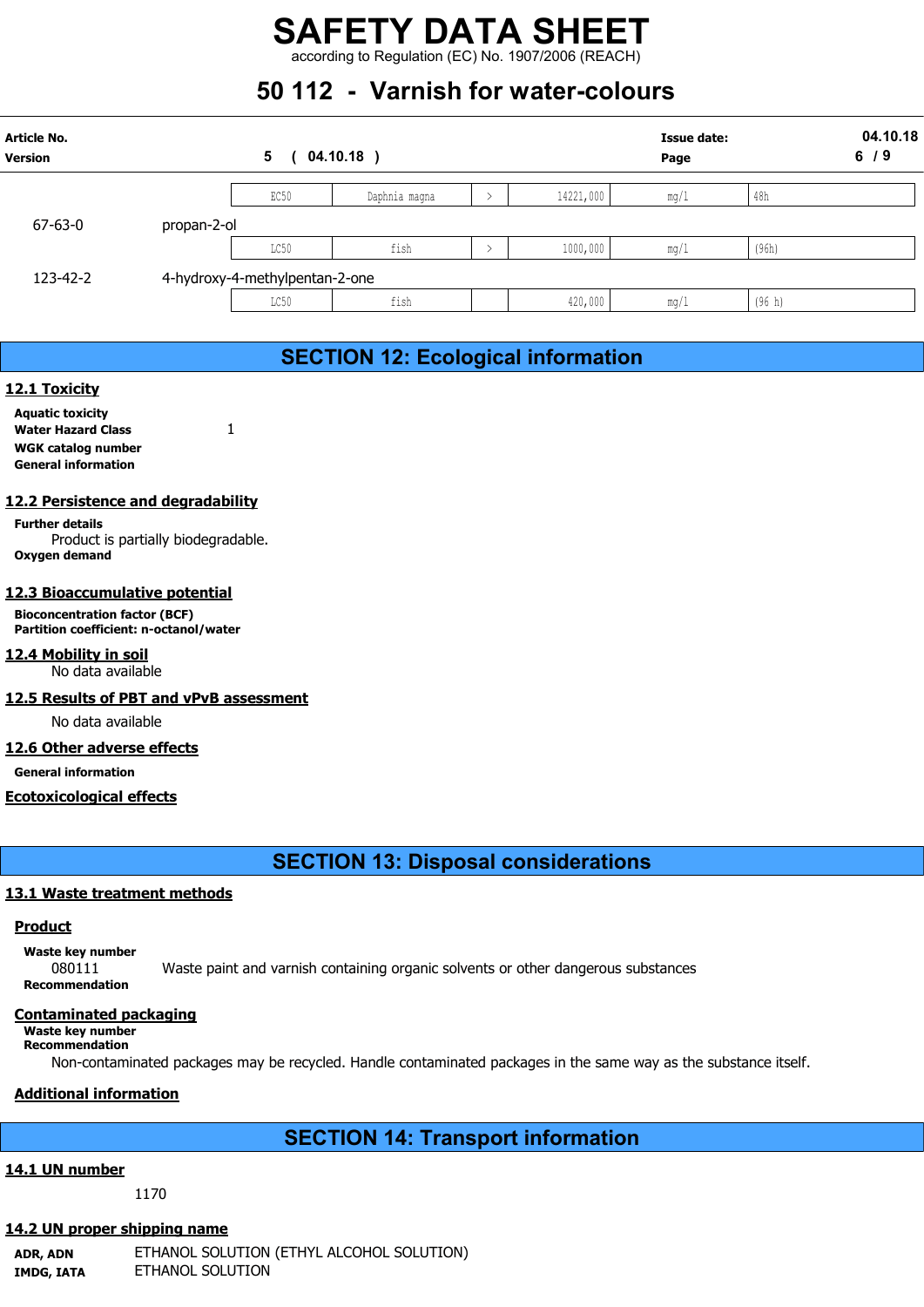| CAS No. | Substance | Test | Species | Operator | Value | Unit | Duration |
|---|---|---|---|---|---|---|---|
| | | EC50 | Daphnia magna | > | 14221,000 | mg/l | 48h |
| 67-63-0 | propan-2-ol | | | | | | |
| | | LC50 | fish | > | 1000,000 | mg/l | (96h) |
| 123-42-2 | 4-hydroxy-4-methylpentan-2-one | | | | | | |
| | | LC50 | fish | | 420,000 | mg/l | (96 h) |

# SECTION 12: Ecological information

## 12.1 Toxicity

**Aquatic toxicity**

**Water Hazard Class** 1

**WGK catalog number**

**General information**

## 12.2 Persistence and degradability

**Further details**

Product is partially biodegradable.

**Oxygen demand**

## 12.3 Bioaccumulative potential

**Bioconcentration factor (BCF)**

**Partition coefficient: n-octanol/water**

## 12.4 Mobility in soil

No data available

## 12.5 Results of PBT and vPvB assessment

No data available

## 12.6 Other adverse effects

**General information**

## Ecotoxicological effects

# SECTION 13: Disposal considerations

## 13.1 Waste treatment methods

### Product

**Waste key number**

080111 Waste paint and varnish containing organic solvents or other dangerous substances

**Recommendation**

### Contaminated packaging

**Waste key number**

**Recommendation**

Non-contaminated packages may be recycled. Handle contaminated packages in the same way as the substance itself.

### Additional information

# SECTION 14: Transport information

## 14.1 UN number

1170

## 14.2 UN proper shipping name

**ADR, ADN** ETHANOL SOLUTION (ETHYL ALCOHOL SOLUTION)

**IMDG, IATA** ETHANOL SOLUTION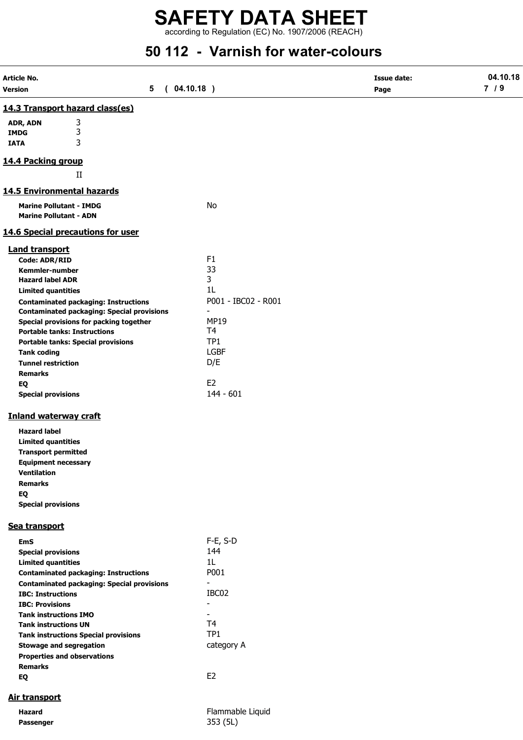## 14.3 Transport hazard class(es)

| | |
|---|---|
| **ADR, ADN** | 3 |
| **IMDG** | 3 |
| **IATA** | 3 |

## 14.4 Packing group

II

## 14.5 Environmental hazards

| | |
|---|---|
| **Marine Pollutant - IMDG** | No |
| **Marine Pollutant - ADN** | |

## 14.6 Special precautions for user

### Land transport

| | |
|---|---|
| **Code: ADR/RID** | F1 |
| **Kemmler-number** | 33 |
| **Hazard label ADR** | 3 |
| **Limited quantities** | 1L |
| **Contaminated packaging: Instructions** | P001 - IBC02 - R001 |
| **Contaminated packaging: Special provisions** | - |
| **Special provisions for packing together** | MP19 |
| **Portable tanks: Instructions** | T4 |
| **Portable tanks: Special provisions** | TP1 |
| **Tank coding** | LGBF |
| **Tunnel restriction** | D/E |
| **Remarks** | |
| **EQ** | E2 |
| **Special provisions** | 144 - 601 |

### Inland waterway craft

| | |
|---|---|
| **Hazard label** | |
| **Limited quantities** | |
| **Transport permitted** | |
| **Equipment necessary** | |
| **Ventilation** | |
| **Remarks** | |
| **EQ** | |
| **Special provisions** | |

### Sea transport

| | |
|---|---|
| **EmS** | F-E, S-D |
| **Special provisions** | 144 |
| **Limited quantities** | 1L |
| **Contaminated packaging: Instructions** | P001 |
| **Contaminated packaging: Special provisions** | - |
| **IBC: Instructions** | IBC02 |
| **IBC: Provisions** | - |
| **Tank instructions IMO** | - |
| **Tank instructions UN** | T4 |
| **Tank instructions Special provisions** | TP1 |
| **Stowage and segregation** | category A |
| **Properties and observations** | |
| **Remarks** | |
| **EQ** | E2 |

### Air transport

| | |
|---|---|
| **Hazard** | Flammable Liquid |
| **Passenger** | 353 (5L) |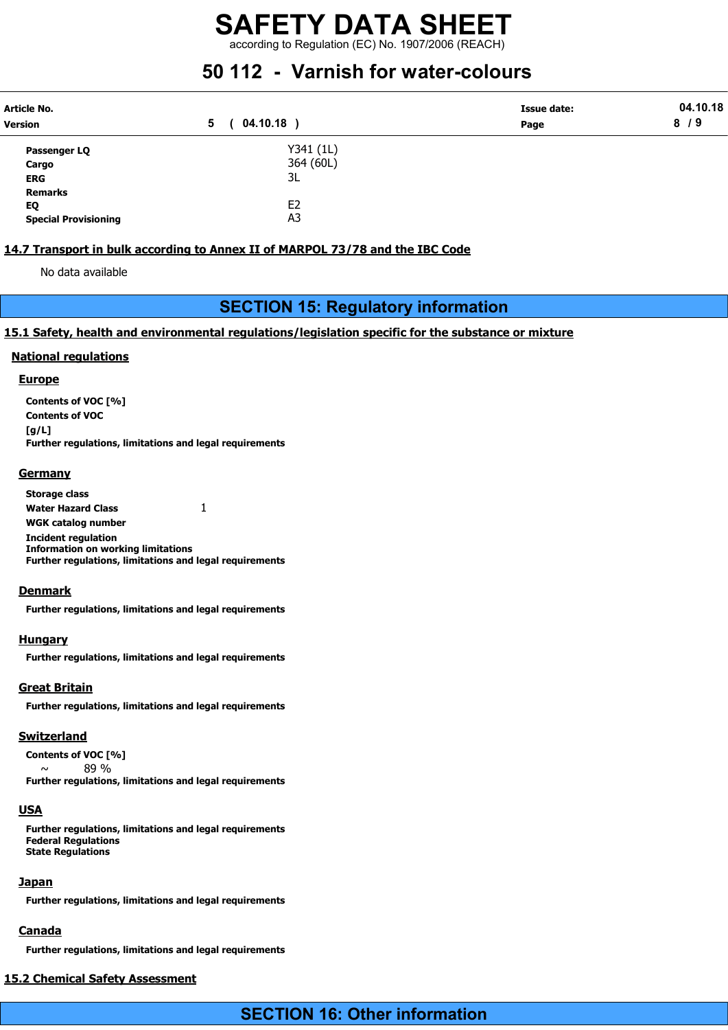| | |
|---|---|
| **Passenger LQ** | Y341 (1L) |
| **Cargo** | 364 (60L) |
| **ERG** | 3L |
| **Remarks** | |
| **EQ** | E2 |
| **Special Provisioning** | A3 |

### 14.7 Transport in bulk according to Annex II of MARPOL 73/78 and the IBC Code

No data available

## SECTION 15: Regulatory information

### 15.1 Safety, health and environmental regulations/legislation specific for the substance or mixture

#### National regulations

##### Europe

**Contents of VOC [%]**

**Contents of VOC [g/L]**

**Further regulations, limitations and legal requirements**

##### Germany

**Storage class**

**Water Hazard Class** 1

**WGK catalog number**

**Incident regulation**

**Information on working limitations**

**Further regulations, limitations and legal requirements**

##### Denmark

**Further regulations, limitations and legal requirements**

##### Hungary

**Further regulations, limitations and legal requirements**

##### Great Britain

**Further regulations, limitations and legal requirements**

##### Switzerland

**Contents of VOC [%]**

~ 89 %

**Further regulations, limitations and legal requirements**

##### USA

**Further regulations, limitations and legal requirements**

**Federal Regulations**

**State Regulations**

##### Japan

**Further regulations, limitations and legal requirements**

##### Canada

**Further regulations, limitations and legal requirements**

### 15.2 Chemical Safety Assessment

## SECTION 16: Other information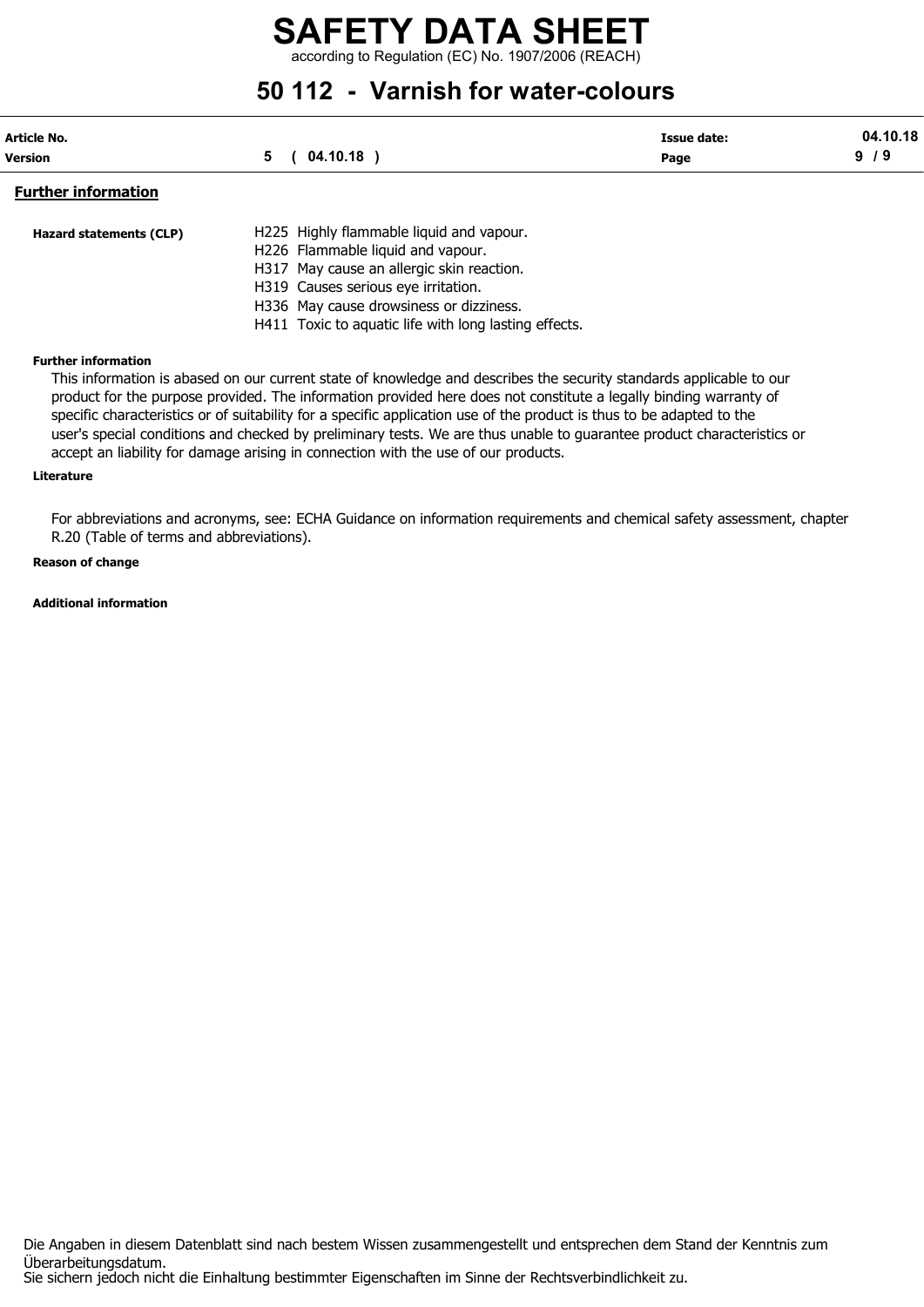## Further information

**Hazard statements (CLP)**

H225 Highly flammable liquid and vapour.
H226 Flammable liquid and vapour.
H317 May cause an allergic skin reaction.
H319 Causes serious eye irritation.
H336 May cause drowsiness or dizziness.
H411 Toxic to aquatic life with long lasting effects.

**Further information**

This information is abased on our current state of knowledge and describes the security standards applicable to our product for the purpose provided. The information provided here does not constitute a legally binding warranty of specific characteristics or of suitability for a specific application use of the product is thus to be adapted to the user's special conditions and checked by preliminary tests. We are thus unable to guarantee product characteristics or accept an liability for damage arising in connection with the use of our products.

**Literature**

For abbreviations and acronyms, see: ECHA Guidance on information requirements and chemical safety assessment, chapter R.20 (Table of terms and abbreviations).

**Reason of change**

**Additional information**

Die Angaben in diesem Datenblatt sind nach bestem Wissen zusammengestellt und entsprechen dem Stand der Kenntnis zum Überarbeitungsdatum.
Sie sichern jedoch nicht die Einhaltung bestimmter Eigenschaften im Sinne der Rechtsverbindlichkeit zu.